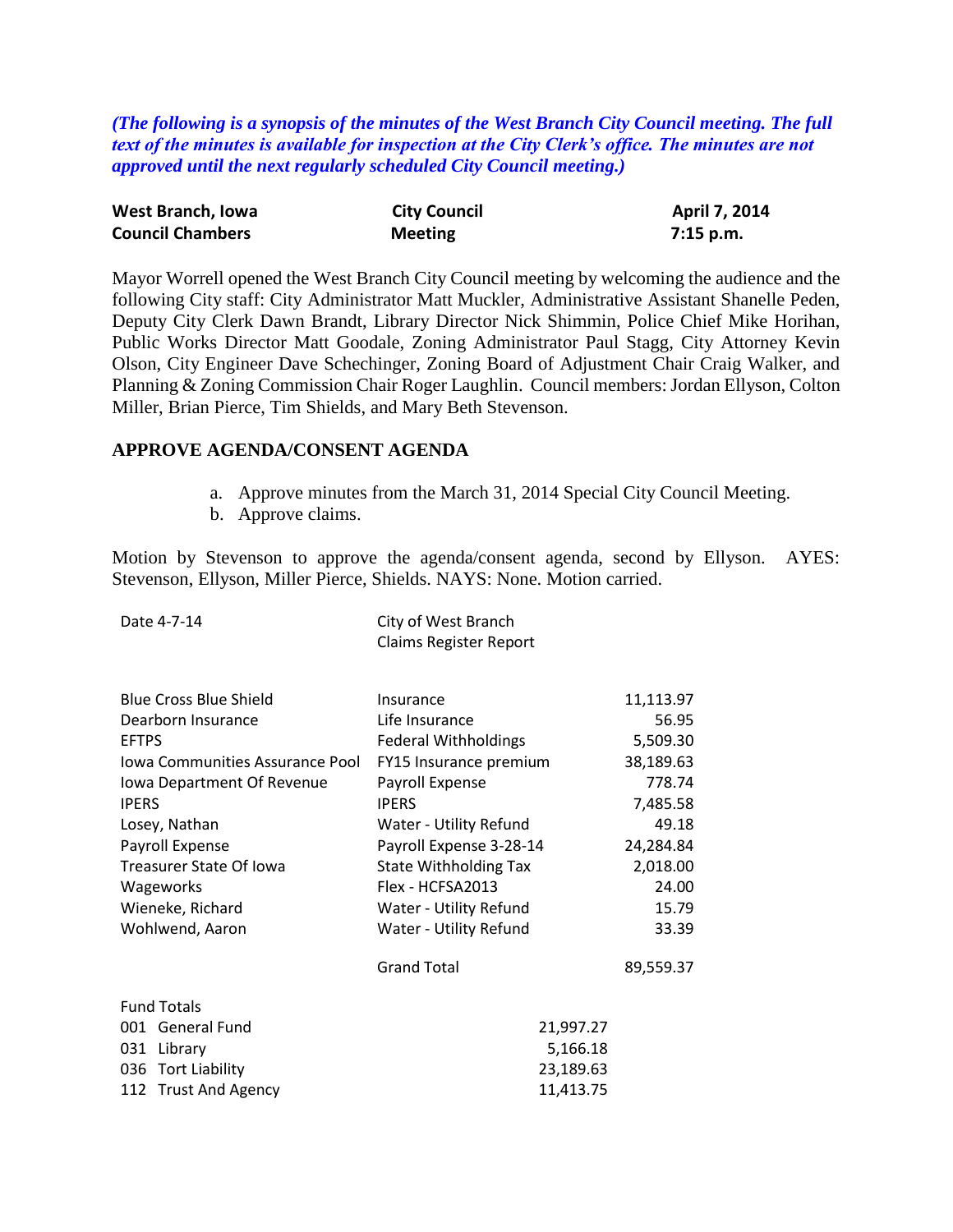*(The following is a synopsis of the minutes of the West Branch City Council meeting. The full text of the minutes is available for inspection at the City Clerk's office. The minutes are not approved until the next regularly scheduled City Council meeting.)*

| **West Branch, Iowa** | **City Council** | **April 7, 2014** |
|---|---|---|
| **Council Chambers** | **Meeting** | **7:15 p.m.** |

Mayor Worrell opened the West Branch City Council meeting by welcoming the audience and the following City staff: City Administrator Matt Muckler, Administrative Assistant Shanelle Peden, Deputy City Clerk Dawn Brandt, Library Director Nick Shimmin, Police Chief Mike Horihan, Public Works Director Matt Goodale, Zoning Administrator Paul Stagg, City Attorney Kevin Olson, City Engineer Dave Schechinger, Zoning Board of Adjustment Chair Craig Walker, and Planning & Zoning Commission Chair Roger Laughlin. Council members: Jordan Ellyson, Colton Miller, Brian Pierce, Tim Shields, and Mary Beth Stevenson.

## APPROVE AGENDA/CONSENT AGENDA

a. Approve minutes from the March 31, 2014 Special City Council Meeting.
b. Approve claims.

Motion by Stevenson to approve the agenda/consent agenda, second by Ellyson. AYES: Stevenson, Ellyson, Miller Pierce, Shields. NAYS: None. Motion carried.

Date 4-7-14

City of West Branch
Claims Register Report

| | | |
|---|---|---:|
| Blue Cross Blue Shield | Insurance | 11,113.97 |
| Dearborn Insurance | Life Insurance | 56.95 |
| EFTPS | Federal Withholdings | 5,509.30 |
| Iowa Communities Assurance Pool | FY15 Insurance premium | 38,189.63 |
| Iowa Department Of Revenue | Payroll Expense | 778.74 |
| IPERS | IPERS | 7,485.58 |
| Losey, Nathan | Water - Utility Refund | 49.18 |
| Payroll Expense | Payroll Expense 3-28-14 | 24,284.84 |
| Treasurer State Of Iowa | State Withholding Tax | 2,018.00 |
| Wageworks | Flex - HCFSA2013 | 24.00 |
| Wieneke, Richard | Water - Utility Refund | 15.79 |
| Wohlwend, Aaron | Water - Utility Refund | 33.39 |
| | Grand Total | 89,559.37 |

Fund Totals

| | |
|---|---:|
| 001 General Fund | 21,997.27 |
| 031 Library | 5,166.18 |
| 036 Tort Liability | 23,189.63 |
| 112 Trust And Agency | 11,413.75 |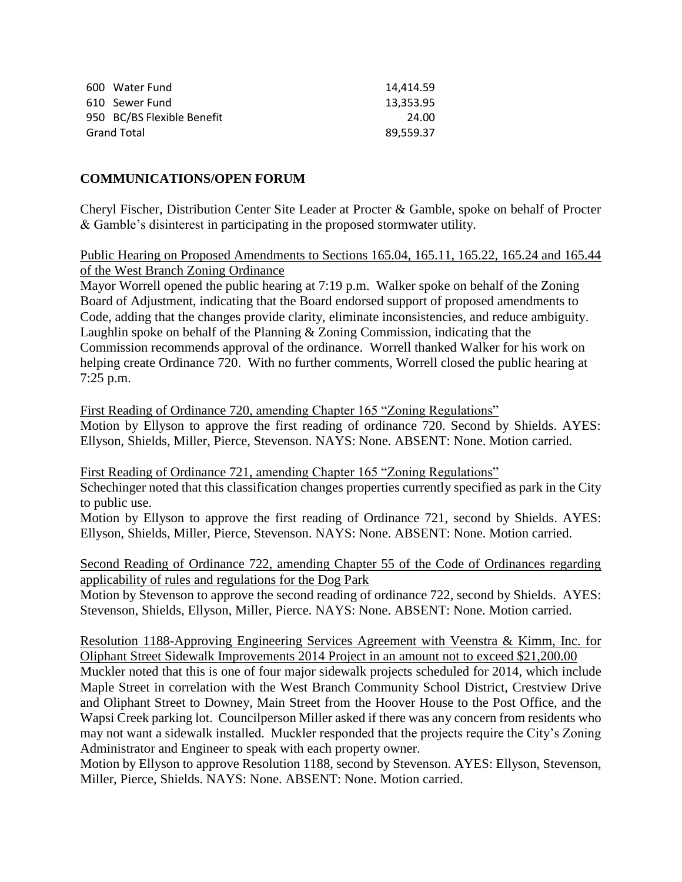| | |
|---|---|
| 600 Water Fund | 14,414.59 |
| 610 Sewer Fund | 13,353.95 |
| 950 BC/BS Flexible Benefit | 24.00 |
| Grand Total | 89,559.37 |

**COMMUNICATIONS/OPEN FORUM**

Cheryl Fischer, Distribution Center Site Leader at Procter & Gamble, spoke on behalf of Procter & Gamble's disinterest in participating in the proposed stormwater utility.

Public Hearing on Proposed Amendments to Sections 165.04, 165.11, 165.22, 165.24 and 165.44 of the West Branch Zoning Ordinance

Mayor Worrell opened the public hearing at 7:19 p.m. Walker spoke on behalf of the Zoning Board of Adjustment, indicating that the Board endorsed support of proposed amendments to Code, adding that the changes provide clarity, eliminate inconsistencies, and reduce ambiguity. Laughlin spoke on behalf of the Planning & Zoning Commission, indicating that the Commission recommends approval of the ordinance. Worrell thanked Walker for his work on helping create Ordinance 720. With no further comments, Worrell closed the public hearing at 7:25 p.m.

First Reading of Ordinance 720, amending Chapter 165 "Zoning Regulations"

Motion by Ellyson to approve the first reading of ordinance 720. Second by Shields. AYES: Ellyson, Shields, Miller, Pierce, Stevenson. NAYS: None. ABSENT: None. Motion carried.

First Reading of Ordinance 721, amending Chapter 165 "Zoning Regulations"

Schechinger noted that this classification changes properties currently specified as park in the City to public use.

Motion by Ellyson to approve the first reading of Ordinance 721, second by Shields. AYES: Ellyson, Shields, Miller, Pierce, Stevenson. NAYS: None. ABSENT: None. Motion carried.

Second Reading of Ordinance 722, amending Chapter 55 of the Code of Ordinances regarding applicability of rules and regulations for the Dog Park

Motion by Stevenson to approve the second reading of ordinance 722, second by Shields. AYES: Stevenson, Shields, Ellyson, Miller, Pierce. NAYS: None. ABSENT: None. Motion carried.

Resolution 1188-Approving Engineering Services Agreement with Veenstra & Kimm, Inc. for Oliphant Street Sidewalk Improvements 2014 Project in an amount not to exceed $21,200.00

Muckler noted that this is one of four major sidewalk projects scheduled for 2014, which include Maple Street in correlation with the West Branch Community School District, Crestview Drive and Oliphant Street to Downey, Main Street from the Hoover House to the Post Office, and the Wapsi Creek parking lot. Councilperson Miller asked if there was any concern from residents who may not want a sidewalk installed. Muckler responded that the projects require the City's Zoning Administrator and Engineer to speak with each property owner.

Motion by Ellyson to approve Resolution 1188, second by Stevenson. AYES: Ellyson, Stevenson, Miller, Pierce, Shields. NAYS: None. ABSENT: None. Motion carried.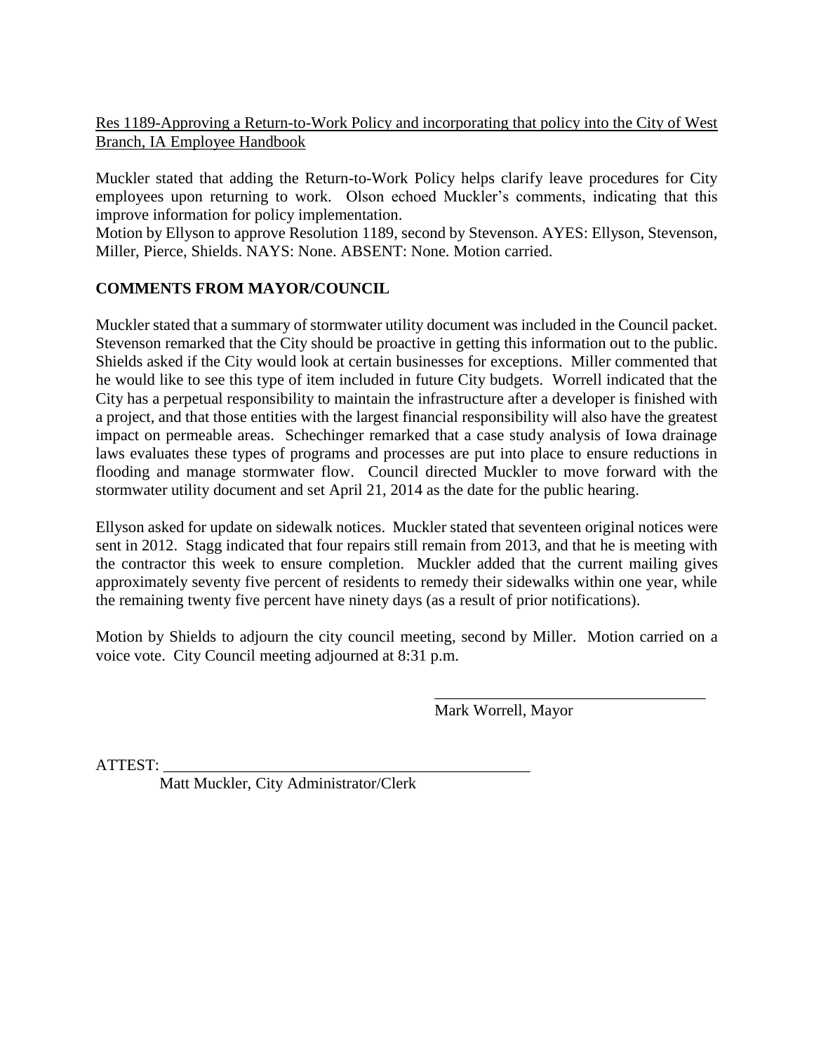Res 1189-Approving a Return-to-Work Policy and incorporating that policy into the City of West Branch, IA Employee Handbook

Muckler stated that adding the Return-to-Work Policy helps clarify leave procedures for City employees upon returning to work. Olson echoed Muckler's comments, indicating that this improve information for policy implementation.
Motion by Ellyson to approve Resolution 1189, second by Stevenson. AYES: Ellyson, Stevenson, Miller, Pierce, Shields. NAYS: None. ABSENT: None. Motion carried.

**COMMENTS FROM MAYOR/COUNCIL**

Muckler stated that a summary of stormwater utility document was included in the Council packet. Stevenson remarked that the City should be proactive in getting this information out to the public. Shields asked if the City would look at certain businesses for exceptions. Miller commented that he would like to see this type of item included in future City budgets. Worrell indicated that the City has a perpetual responsibility to maintain the infrastructure after a developer is finished with a project, and that those entities with the largest financial responsibility will also have the greatest impact on permeable areas. Schechinger remarked that a case study analysis of Iowa drainage laws evaluates these types of programs and processes are put into place to ensure reductions in flooding and manage stormwater flow. Council directed Muckler to move forward with the stormwater utility document and set April 21, 2014 as the date for the public hearing.

Ellyson asked for update on sidewalk notices. Muckler stated that seventeen original notices were sent in 2012. Stagg indicated that four repairs still remain from 2013, and that he is meeting with the contractor this week to ensure completion. Muckler added that the current mailing gives approximately seventy five percent of residents to remedy their sidewalks within one year, while the remaining twenty five percent have ninety days (as a result of prior notifications).

Motion by Shields to adjourn the city council meeting, second by Miller. Motion carried on a voice vote. City Council meeting adjourned at 8:31 p.m.

\_\_\_\_\_\_\_\_\_\_\_\_\_\_\_\_\_\_\_\_\_\_\_\_\_\_\_\_\_\_\_\_\_\_
Mark Worrell, Mayor

ATTEST: \_\_\_\_\_\_\_\_\_\_\_\_\_\_\_\_\_\_\_\_\_\_\_\_\_\_\_\_\_\_\_\_\_\_\_\_\_\_\_\_\_\_\_\_\_\_
Matt Muckler, City Administrator/Clerk